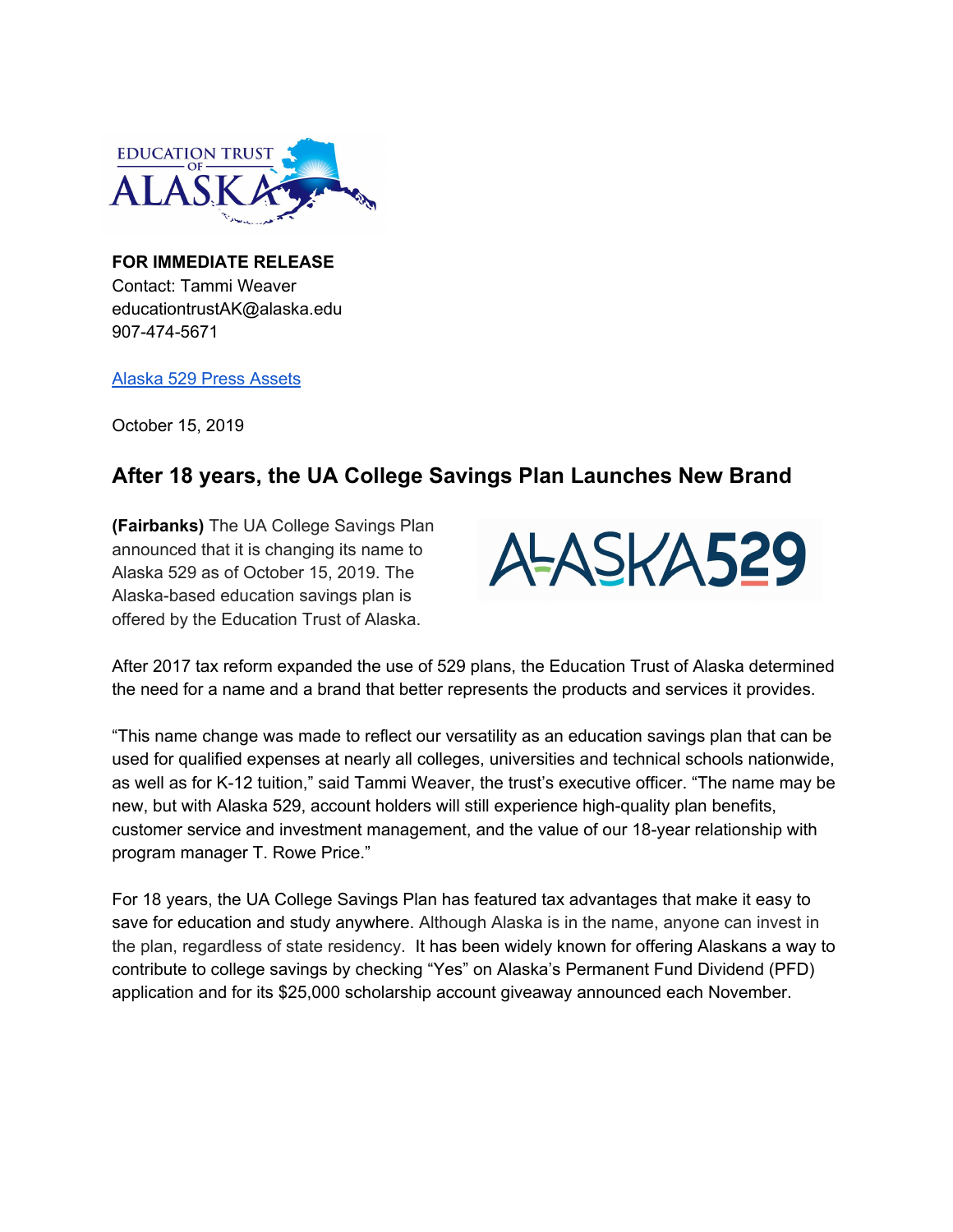**FOR IMMEDIATE RELEASE**
Contact: Tammi Weaver
educationtrustAK@alaska.edu
907-474-5671

[Alaska 529 Press Assets]

October 15, 2019

## After 18 years, the UA College Savings Plan Launches New Brand

**(Fairbanks)** The UA College Savings Plan announced that it is changing its name to Alaska 529 as of October 15, 2019. The Alaska-based education savings plan is offered by the Education Trust of Alaska.

After 2017 tax reform expanded the use of 529 plans, the Education Trust of Alaska determined the need for a name and a brand that better represents the products and services it provides.

"This name change was made to reflect our versatility as an education savings plan that can be used for qualified expenses at nearly all colleges, universities and technical schools nationwide, as well as for K-12 tuition," said Tammi Weaver, the trust's executive officer. "The name may be new, but with Alaska 529, account holders will still experience high-quality plan benefits, customer service and investment management, and the value of our 18-year relationship with program manager T. Rowe Price."

For 18 years, the UA College Savings Plan has featured tax advantages that make it easy to save for education and study anywhere. Although Alaska is in the name, anyone can invest in the plan, regardless of state residency. It has been widely known for offering Alaskans a way to contribute to college savings by checking "Yes" on Alaska's Permanent Fund Dividend (PFD) application and for its $25,000 scholarship account giveaway announced each November.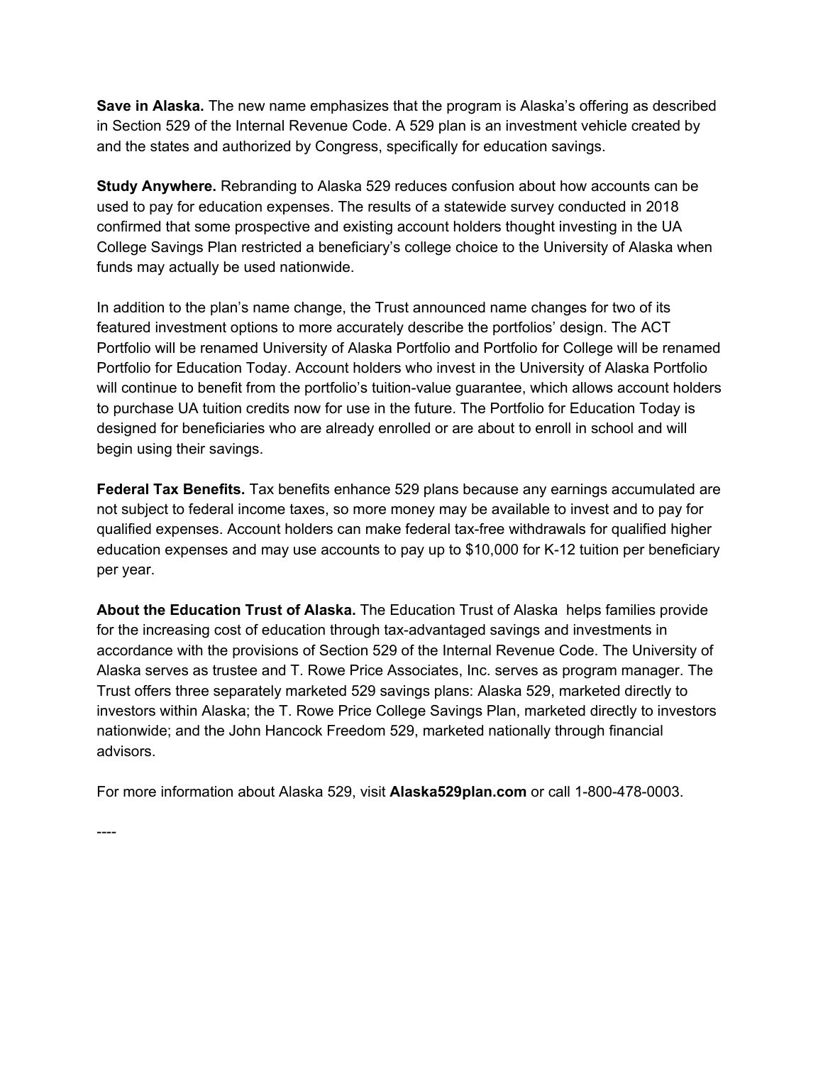**Save in Alaska.** The new name emphasizes that the program is Alaska's offering as described in Section 529 of the Internal Revenue Code. A 529 plan is an investment vehicle created by and the states and authorized by Congress, specifically for education savings.

**Study Anywhere.** Rebranding to Alaska 529 reduces confusion about how accounts can be used to pay for education expenses. The results of a statewide survey conducted in 2018 confirmed that some prospective and existing account holders thought investing in the UA College Savings Plan restricted a beneficiary's college choice to the University of Alaska when funds may actually be used nationwide.

In addition to the plan's name change, the Trust announced name changes for two of its featured investment options to more accurately describe the portfolios' design. The ACT Portfolio will be renamed University of Alaska Portfolio and Portfolio for College will be renamed Portfolio for Education Today. Account holders who invest in the University of Alaska Portfolio will continue to benefit from the portfolio's tuition-value guarantee, which allows account holders to purchase UA tuition credits now for use in the future. The Portfolio for Education Today is designed for beneficiaries who are already enrolled or are about to enroll in school and will begin using their savings.

**Federal Tax Benefits.** Tax benefits enhance 529 plans because any earnings accumulated are not subject to federal income taxes, so more money may be available to invest and to pay for qualified expenses. Account holders can make federal tax-free withdrawals for qualified higher education expenses and may use accounts to pay up to $10,000 for K-12 tuition per beneficiary per year.

**About the Education Trust of Alaska.** The Education Trust of Alaska helps families provide for the increasing cost of education through tax-advantaged savings and investments in accordance with the provisions of Section 529 of the Internal Revenue Code. The University of Alaska serves as trustee and T. Rowe Price Associates, Inc. serves as program manager. The Trust offers three separately marketed 529 savings plans: Alaska 529, marketed directly to investors within Alaska; the T. Rowe Price College Savings Plan, marketed directly to investors nationwide; and the John Hancock Freedom 529, marketed nationally through financial advisors.

For more information about Alaska 529, visit **Alaska529plan.com** or call 1-800-478-0003.

----